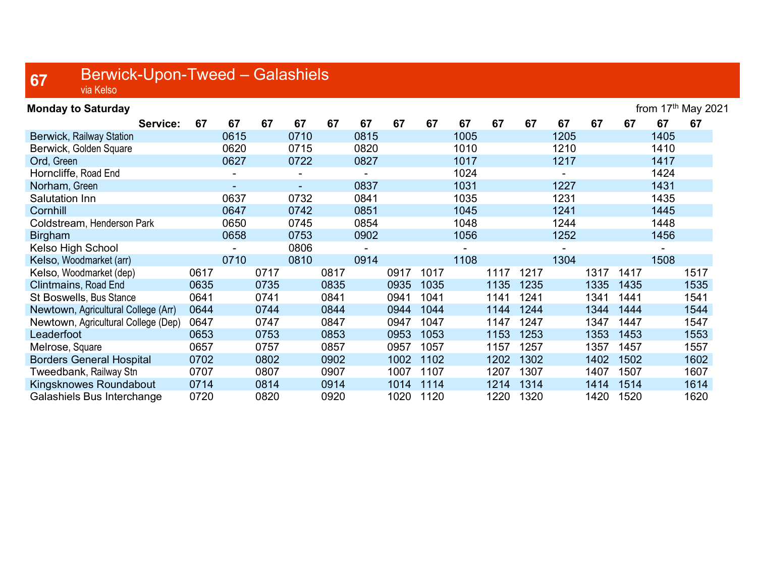# 67 Berwick-Upon-Tweed – Galashiels

via Kelso

**Monday to Saturday** from 17th May 2021

| Service: | 67 | 67 | 67 | 67 | 67 | 67 | 67 | 67 | 67 | 67 | 67 | 67 | 67 | 67 | 67 | 67 |
|---|---|---|---|---|---|---|---|---|---|---|---|---|---|---|---|---|
| Berwick, Railway Station | | 0615 | | 0710 | | 0815 | | | 1005 | | | 1205 | | | 1405 | |
| Berwick, Golden Square | | 0620 | | 0715 | | 0820 | | | 1010 | | | 1210 | | | 1410 | |
| Ord, Green | | 0627 | | 0722 | | 0827 | | | 1017 | | | 1217 | | | 1417 | |
| Horncliffe, Road End | | - | | - | | - | | | 1024 | | | - | | | 1424 | |
| Norham, Green | | - | | - | | 0837 | | | 1031 | | | 1227 | | | 1431 | |
| Salutation Inn | | 0637 | | 0732 | | 0841 | | | 1035 | | | 1231 | | | 1435 | |
| Cornhill | | 0647 | | 0742 | | 0851 | | | 1045 | | | 1241 | | | 1445 | |
| Coldstream, Henderson Park | | 0650 | | 0745 | | 0854 | | | 1048 | | | 1244 | | | 1448 | |
| Birgham | | 0658 | | 0753 | | 0902 | | | 1056 | | | 1252 | | | 1456 | |
| Kelso High School | | - | | 0806 | | - | | | - | | | - | | | - | |
| Kelso, Woodmarket (arr) | | 0710 | | 0810 | | 0914 | | | 1108 | | | 1304 | | | 1508 | |
| Kelso, Woodmarket (dep) | 0617 | | 0717 | | 0817 | | 0917 | 1017 | | 1117 | 1217 | | 1317 | 1417 | | 1517 |
| Clintmains, Road End | 0635 | | 0735 | | 0835 | | 0935 | 1035 | | 1135 | 1235 | | 1335 | 1435 | | 1535 |
| St Boswells, Bus Stance | 0641 | | 0741 | | 0841 | | 0941 | 1041 | | 1141 | 1241 | | 1341 | 1441 | | 1541 |
| Newtown, Agricultural College (Arr) | 0644 | | 0744 | | 0844 | | 0944 | 1044 | | 1144 | 1244 | | 1344 | 1444 | | 1544 |
| Newtown, Agricultural College (Dep) | 0647 | | 0747 | | 0847 | | 0947 | 1047 | | 1147 | 1247 | | 1347 | 1447 | | 1547 |
| Leaderfoot | 0653 | | 0753 | | 0853 | | 0953 | 1053 | | 1153 | 1253 | | 1353 | 1453 | | 1553 |
| Melrose, Square | 0657 | | 0757 | | 0857 | | 0957 | 1057 | | 1157 | 1257 | | 1357 | 1457 | | 1557 |
| Borders General Hospital | 0702 | | 0802 | | 0902 | | 1002 | 1102 | | 1202 | 1302 | | 1402 | 1502 | | 1602 |
| Tweedbank, Railway Stn | 0707 | | 0807 | | 0907 | | 1007 | 1107 | | 1207 | 1307 | | 1407 | 1507 | | 1607 |
| Kingsknowes Roundabout | 0714 | | 0814 | | 0914 | | 1014 | 1114 | | 1214 | 1314 | | 1414 | 1514 | | 1614 |
| Galashiels Bus Interchange | 0720 | | 0820 | | 0920 | | 1020 | 1120 | | 1220 | 1320 | | 1420 | 1520 | | 1620 |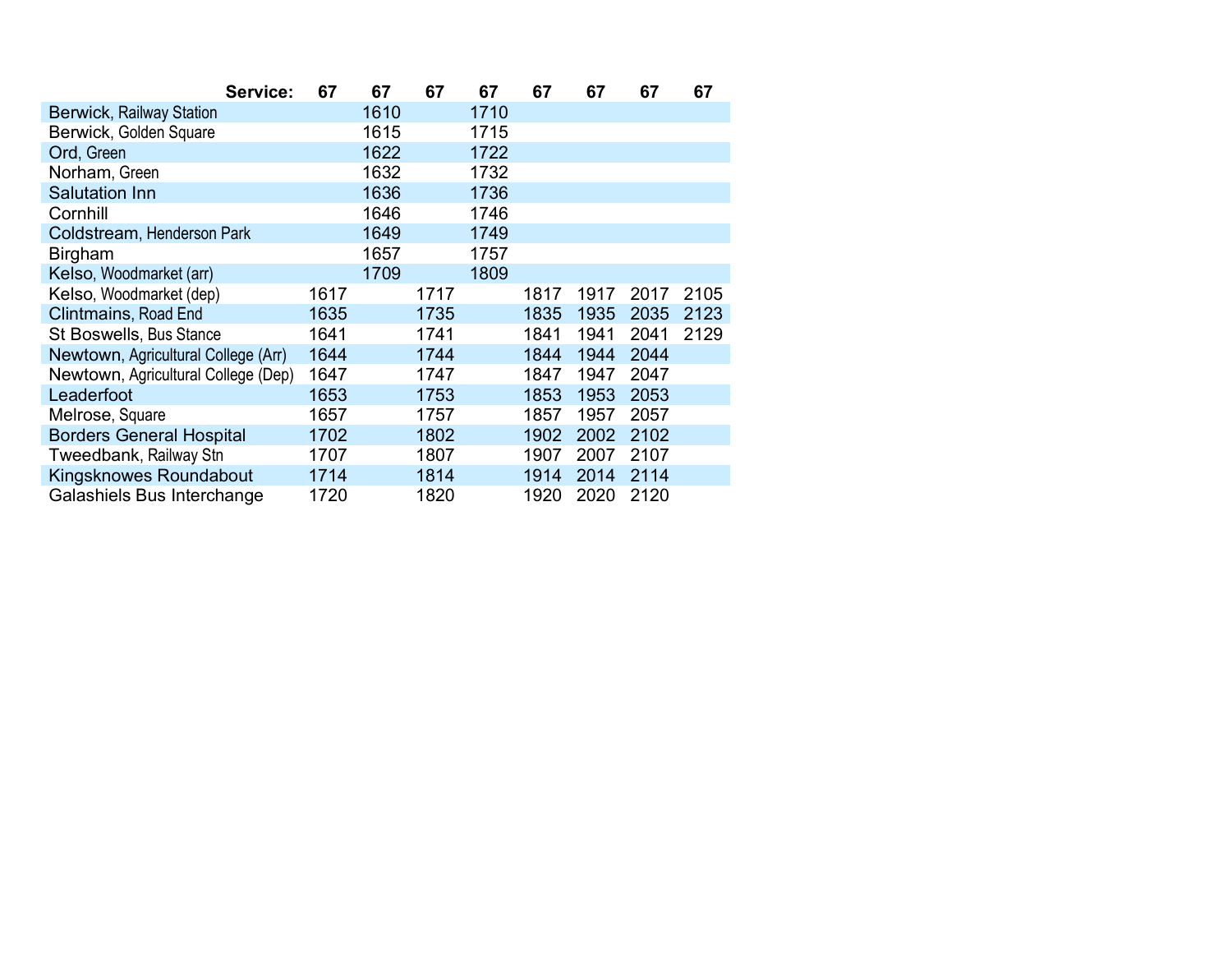| Service: | 67 | 67 | 67 | 67 | 67 | 67 | 67 | 67 |
|---|---|---|---|---|---|---|---|---|
| Berwick, Railway Station | | 1610 | | 1710 | | | | |
| Berwick, Golden Square | | 1615 | | 1715 | | | | |
| Ord, Green | | 1622 | | 1722 | | | | |
| Norham, Green | | 1632 | | 1732 | | | | |
| Salutation Inn | | 1636 | | 1736 | | | | |
| Cornhill | | 1646 | | 1746 | | | | |
| Coldstream, Henderson Park | | 1649 | | 1749 | | | | |
| Birgham | | 1657 | | 1757 | | | | |
| Kelso, Woodmarket (arr) | | 1709 | | 1809 | | | | |
| Kelso, Woodmarket (dep) | 1617 | | 1717 | | 1817 | 1917 | 2017 | 2105 |
| Clintmains, Road End | 1635 | | 1735 | | 1835 | 1935 | 2035 | 2123 |
| St Boswells, Bus Stance | 1641 | | 1741 | | 1841 | 1941 | 2041 | 2129 |
| Newtown, Agricultural College (Arr) | 1644 | | 1744 | | 1844 | 1944 | 2044 | |
| Newtown, Agricultural College (Dep) | 1647 | | 1747 | | 1847 | 1947 | 2047 | |
| Leaderfoot | 1653 | | 1753 | | 1853 | 1953 | 2053 | |
| Melrose, Square | 1657 | | 1757 | | 1857 | 1957 | 2057 | |
| Borders General Hospital | 1702 | | 1802 | | 1902 | 2002 | 2102 | |
| Tweedbank, Railway Stn | 1707 | | 1807 | | 1907 | 2007 | 2107 | |
| Kingsknowes Roundabout | 1714 | | 1814 | | 1914 | 2014 | 2114 | |
| Galashiels Bus Interchange | 1720 | | 1820 | | 1920 | 2020 | 2120 | |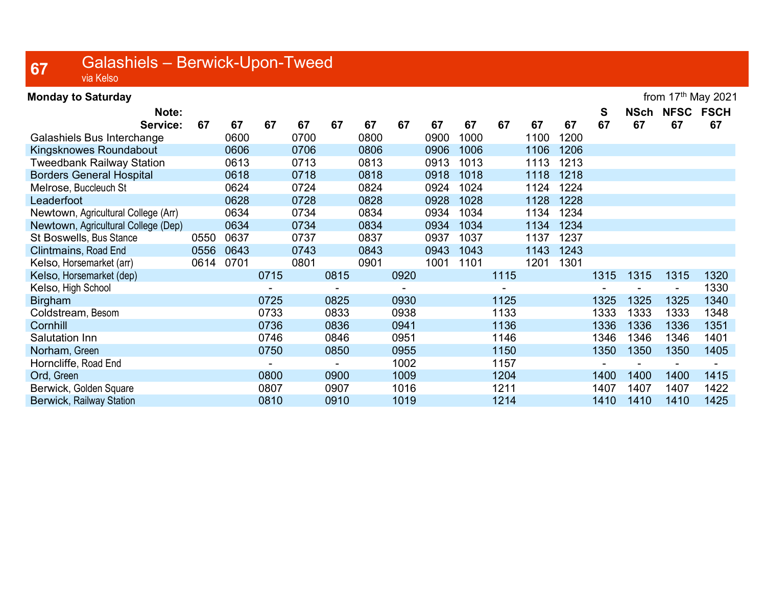# 67 Galashiels – Berwick-Upon-Tweed

via Kelso

**Monday to Saturday** from 17th May 2021

| Note: | | | | | | | | | | | | | S | NSch | NFSC | FSCH |
|---|---|---|---|---|---|---|---|---|---|---|---|---|---|---|---|---|
| **Service:** | **67** | **67** | **67** | **67** | **67** | **67** | **67** | **67** | **67** | **67** | **67** | **67** | **67** | **67** | **67** | **67** |
| Galashiels Bus Interchange | | 0600 | | 0700 | | 0800 | | 0900 | 1000 | | 1100 | 1200 | | | | |
| Kingsknowes Roundabout | | 0606 | | 0706 | | 0806 | | 0906 | 1006 | | 1106 | 1206 | | | | |
| Tweedbank Railway Station | | 0613 | | 0713 | | 0813 | | 0913 | 1013 | | 1113 | 1213 | | | | |
| Borders General Hospital | | 0618 | | 0718 | | 0818 | | 0918 | 1018 | | 1118 | 1218 | | | | |
| Melrose, Buccleuch St | | 0624 | | 0724 | | 0824 | | 0924 | 1024 | | 1124 | 1224 | | | | |
| Leaderfoot | | 0628 | | 0728 | | 0828 | | 0928 | 1028 | | 1128 | 1228 | | | | |
| Newtown, Agricultural College (Arr) | | 0634 | | 0734 | | 0834 | | 0934 | 1034 | | 1134 | 1234 | | | | |
| Newtown, Agricultural College (Dep) | | 0634 | | 0734 | | 0834 | | 0934 | 1034 | | 1134 | 1234 | | | | |
| St Boswells, Bus Stance | 0550 | 0637 | | 0737 | | 0837 | | 0937 | 1037 | | 1137 | 1237 | | | | |
| Clintmains, Road End | 0556 | 0643 | | 0743 | | 0843 | | 0943 | 1043 | | 1143 | 1243 | | | | |
| Kelso, Horsemarket (arr) | 0614 | 0701 | | 0801 | | 0901 | | 1001 | 1101 | | 1201 | 1301 | | | | |
| Kelso, Horsemarket (dep) | | | 0715 | | 0815 | | 0920 | | | 1115 | | | 1315 | 1315 | 1315 | 1320 |
| Kelso, High School | | | - | | - | | - | | | - | | | - | - | - | 1330 |
| Birgham | | | 0725 | | 0825 | | 0930 | | | 1125 | | | 1325 | 1325 | 1325 | 1340 |
| Coldstream, Besom | | | 0733 | | 0833 | | 0938 | | | 1133 | | | 1333 | 1333 | 1333 | 1348 |
| Cornhill | | | 0736 | | 0836 | | 0941 | | | 1136 | | | 1336 | 1336 | 1336 | 1351 |
| Salutation Inn | | | 0746 | | 0846 | | 0951 | | | 1146 | | | 1346 | 1346 | 1346 | 1401 |
| Norham, Green | | | 0750 | | 0850 | | 0955 | | | 1150 | | | 1350 | 1350 | 1350 | 1405 |
| Horncliffe, Road End | | | - | | - | | 1002 | | | 1157 | | | - | - | - | - |
| Ord, Green | | | 0800 | | 0900 | | 1009 | | | 1204 | | | 1400 | 1400 | 1400 | 1415 |
| Berwick, Golden Square | | | 0807 | | 0907 | | 1016 | | | 1211 | | | 1407 | 1407 | 1407 | 1422 |
| Berwick, Railway Station | | | 0810 | | 0910 | | 1019 | | | 1214 | | | 1410 | 1410 | 1410 | 1425 |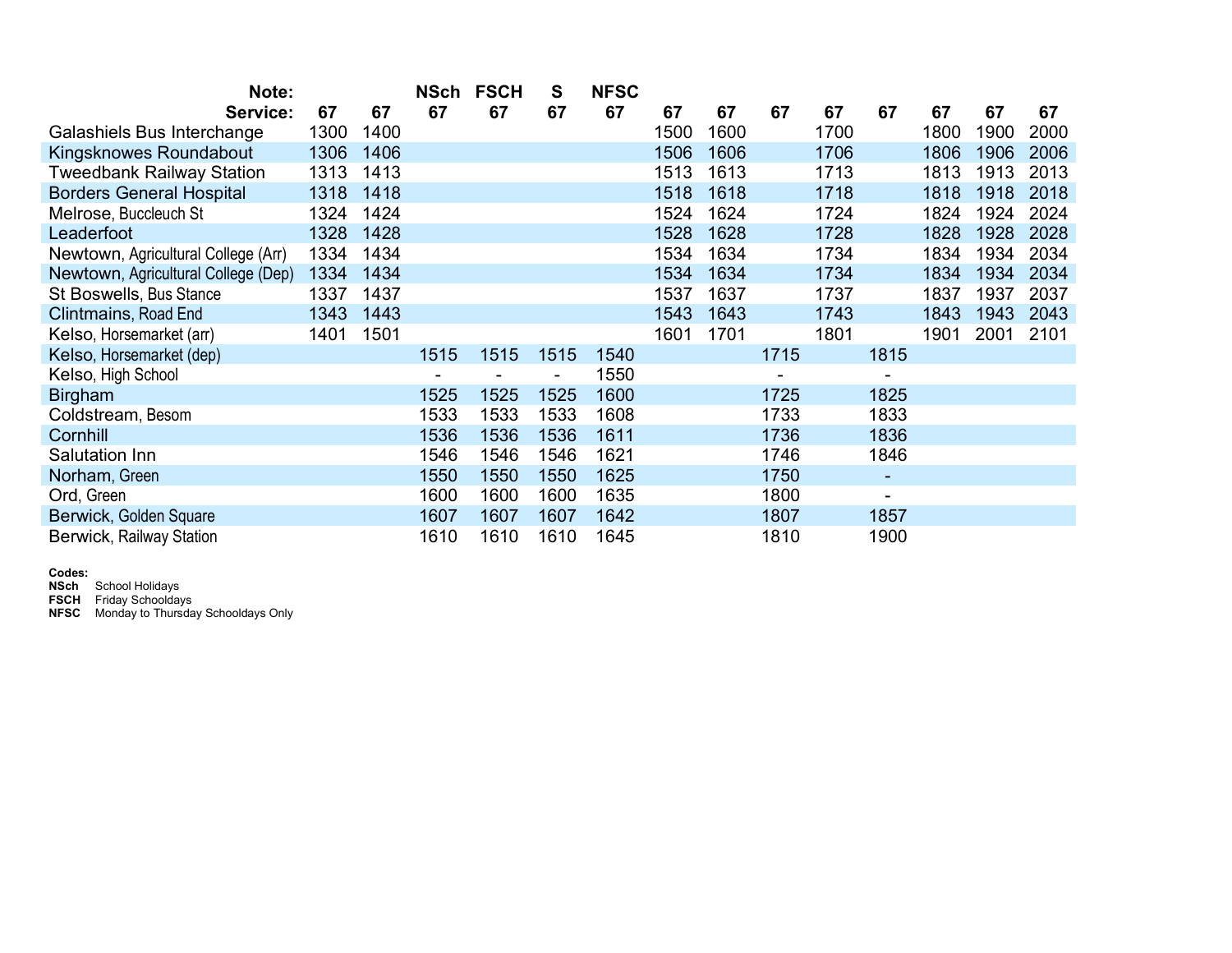| Note: | | | NSch | FSCH | S | NFSC | | | | | | | | |
|---|---|---|---|---|---|---|---|---|---|---|---|---|---|---|
| Service: | 67 | 67 | 67 | 67 | 67 | 67 | 67 | 67 | 67 | 67 | 67 | 67 | 67 | 67 |
| Galashiels Bus Interchange | 1300 | 1400 | | | | | 1500 | 1600 | | 1700 | | 1800 | 1900 | 2000 |
| Kingsknowes Roundabout | 1306 | 1406 | | | | | 1506 | 1606 | | 1706 | | 1806 | 1906 | 2006 |
| Tweedbank Railway Station | 1313 | 1413 | | | | | 1513 | 1613 | | 1713 | | 1813 | 1913 | 2013 |
| Borders General Hospital | 1318 | 1418 | | | | | 1518 | 1618 | | 1718 | | 1818 | 1918 | 2018 |
| Melrose, Buccleuch St | 1324 | 1424 | | | | | 1524 | 1624 | | 1724 | | 1824 | 1924 | 2024 |
| Leaderfoot | 1328 | 1428 | | | | | 1528 | 1628 | | 1728 | | 1828 | 1928 | 2028 |
| Newtown, Agricultural College (Arr) | 1334 | 1434 | | | | | 1534 | 1634 | | 1734 | | 1834 | 1934 | 2034 |
| Newtown, Agricultural College (Dep) | 1334 | 1434 | | | | | 1534 | 1634 | | 1734 | | 1834 | 1934 | 2034 |
| St Boswells, Bus Stance | 1337 | 1437 | | | | | 1537 | 1637 | | 1737 | | 1837 | 1937 | 2037 |
| Clintmains, Road End | 1343 | 1443 | | | | | 1543 | 1643 | | 1743 | | 1843 | 1943 | 2043 |
| Kelso, Horsemarket (arr) | 1401 | 1501 | | | | | 1601 | 1701 | | 1801 | | 1901 | 2001 | 2101 |
| Kelso, Horsemarket (dep) | | | 1515 | 1515 | 1515 | 1540 | | | 1715 | | 1815 | | | |
| Kelso, High School | | | - | - | - | 1550 | | | - | | - | | | |
| Birgham | | | 1525 | 1525 | 1525 | 1600 | | | 1725 | | 1825 | | | |
| Coldstream, Besom | | | 1533 | 1533 | 1533 | 1608 | | | 1733 | | 1833 | | | |
| Cornhill | | | 1536 | 1536 | 1536 | 1611 | | | 1736 | | 1836 | | | |
| Salutation Inn | | | 1546 | 1546 | 1546 | 1621 | | | 1746 | | 1846 | | | |
| Norham, Green | | | 1550 | 1550 | 1550 | 1625 | | | 1750 | | - | | | |
| Ord, Green | | | 1600 | 1600 | 1600 | 1635 | | | 1800 | | - | | | |
| Berwick, Golden Square | | | 1607 | 1607 | 1607 | 1642 | | | 1807 | | 1857 | | | |
| Berwick, Railway Station | | | 1610 | 1610 | 1610 | 1645 | | | 1810 | | 1900 | | | |

**Codes:**
**NSch** School Holidays
**FSCH** Friday Schooldays
**NFSC** Monday to Thursday Schooldays Only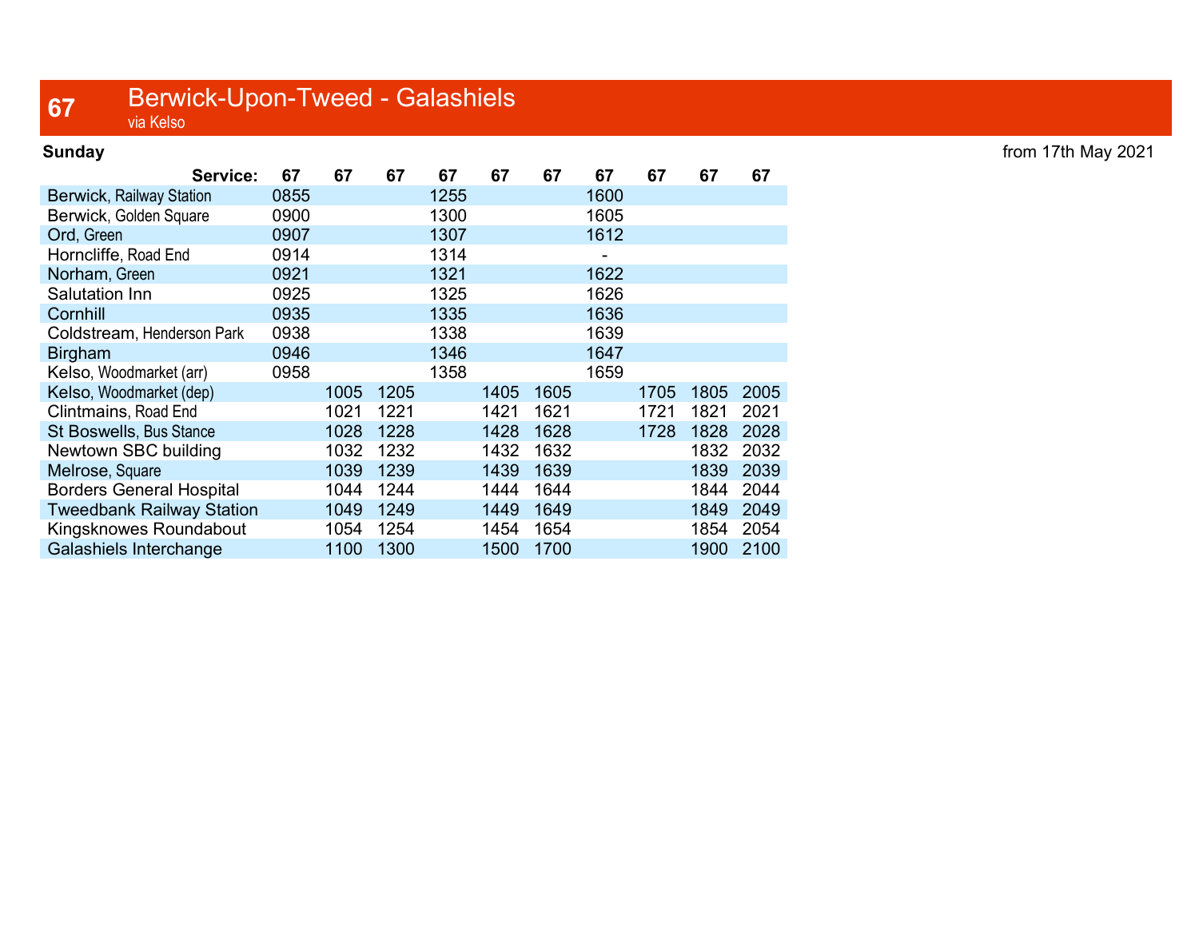# 67 Berwick-Upon-Tweed - Galashiels

via Kelso

**Sunday** — from 17th May 2021

| Service: | 67 | 67 | 67 | 67 | 67 | 67 | 67 | 67 | 67 | 67 |
|---|---|---|---|---|---|---|---|---|---|---|
| Berwick, Railway Station | 0855 | | | 1255 | | | 1600 | | | |
| Berwick, Golden Square | 0900 | | | 1300 | | | 1605 | | | |
| Ord, Green | 0907 | | | 1307 | | | 1612 | | | |
| Horncliffe, Road End | 0914 | | | 1314 | | | - | | | |
| Norham, Green | 0921 | | | 1321 | | | 1622 | | | |
| Salutation Inn | 0925 | | | 1325 | | | 1626 | | | |
| Cornhill | 0935 | | | 1335 | | | 1636 | | | |
| Coldstream, Henderson Park | 0938 | | | 1338 | | | 1639 | | | |
| Birgham | 0946 | | | 1346 | | | 1647 | | | |
| Kelso, Woodmarket (arr) | 0958 | | | 1358 | | | 1659 | | | |
| Kelso, Woodmarket (dep) | | 1005 | 1205 | | 1405 | 1605 | | 1705 | 1805 | 2005 |
| Clintmains, Road End | | 1021 | 1221 | | 1421 | 1621 | | 1721 | 1821 | 2021 |
| St Boswells, Bus Stance | | 1028 | 1228 | | 1428 | 1628 | | 1728 | 1828 | 2028 |
| Newtown SBC building | | 1032 | 1232 | | 1432 | 1632 | | | 1832 | 2032 |
| Melrose, Square | | 1039 | 1239 | | 1439 | 1639 | | | 1839 | 2039 |
| Borders General Hospital | | 1044 | 1244 | | 1444 | 1644 | | | 1844 | 2044 |
| Tweedbank Railway Station | | 1049 | 1249 | | 1449 | 1649 | | | 1849 | 2049 |
| Kingsknowes Roundabout | | 1054 | 1254 | | 1454 | 1654 | | | 1854 | 2054 |
| Galashiels Interchange | | 1100 | 1300 | | 1500 | 1700 | | | 1900 | 2100 |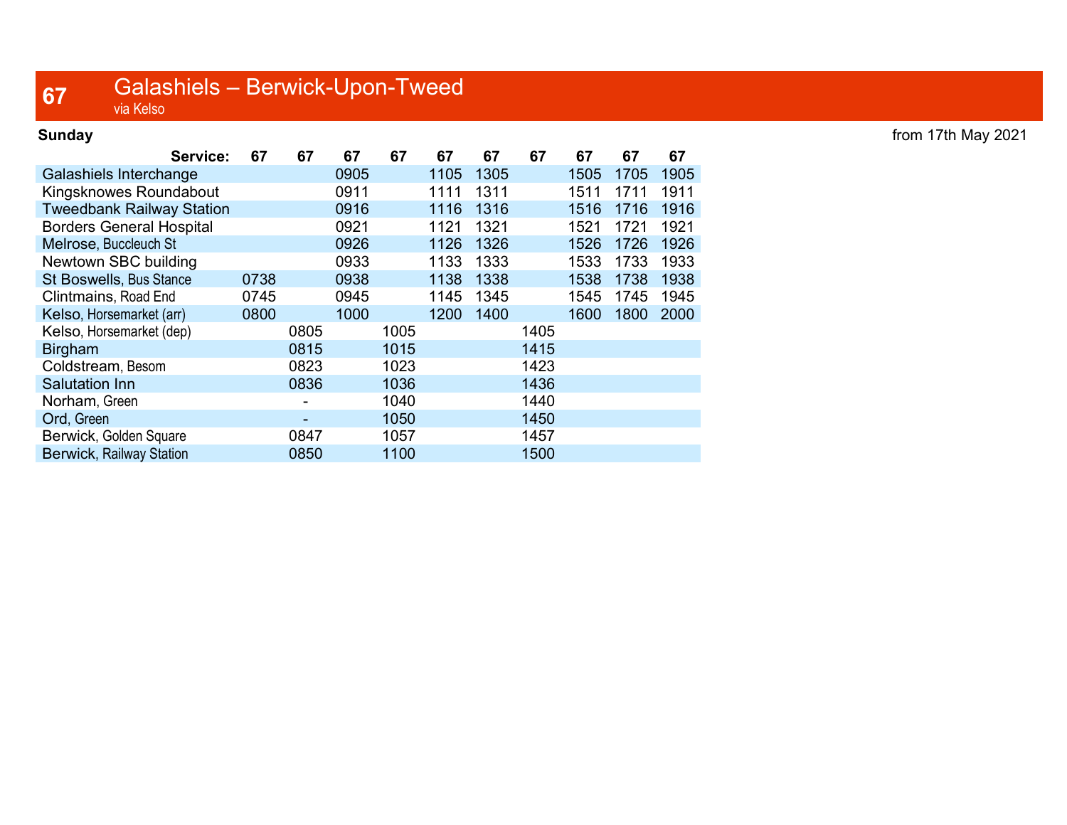# 67 Galashiels – Berwick-Upon-Tweed

via Kelso

**Sunday** from 17th May 2021

| Service: | 67 | 67 | 67 | 67 | 67 | 67 | 67 | 67 | 67 | 67 |
|---|---|---|---|---|---|---|---|---|---|---|
| Galashiels Interchange | | | 0905 | | 1105 | 1305 | | 1505 | 1705 | 1905 |
| Kingsknowes Roundabout | | | 0911 | | 1111 | 1311 | | 1511 | 1711 | 1911 |
| Tweedbank Railway Station | | | 0916 | | 1116 | 1316 | | 1516 | 1716 | 1916 |
| Borders General Hospital | | | 0921 | | 1121 | 1321 | | 1521 | 1721 | 1921 |
| Melrose, Buccleuch St | | | 0926 | | 1126 | 1326 | | 1526 | 1726 | 1926 |
| Newtown SBC building | | | 0933 | | 1133 | 1333 | | 1533 | 1733 | 1933 |
| St Boswells, Bus Stance | 0738 | | 0938 | | 1138 | 1338 | | 1538 | 1738 | 1938 |
| Clintmains, Road End | 0745 | | 0945 | | 1145 | 1345 | | 1545 | 1745 | 1945 |
| Kelso, Horsemarket (arr) | 0800 | | 1000 | | 1200 | 1400 | | 1600 | 1800 | 2000 |
| Kelso, Horsemarket (dep) | | 0805 | | 1005 | | | 1405 | | | |
| Birgham | | 0815 | | 1015 | | | 1415 | | | |
| Coldstream, Besom | | 0823 | | 1023 | | | 1423 | | | |
| Salutation Inn | | 0836 | | 1036 | | | 1436 | | | |
| Norham, Green | | - | | 1040 | | | 1440 | | | |
| Ord, Green | | - | | 1050 | | | 1450 | | | |
| Berwick, Golden Square | | 0847 | | 1057 | | | 1457 | | | |
| Berwick, Railway Station | | 0850 | | 1100 | | | 1500 | | | |